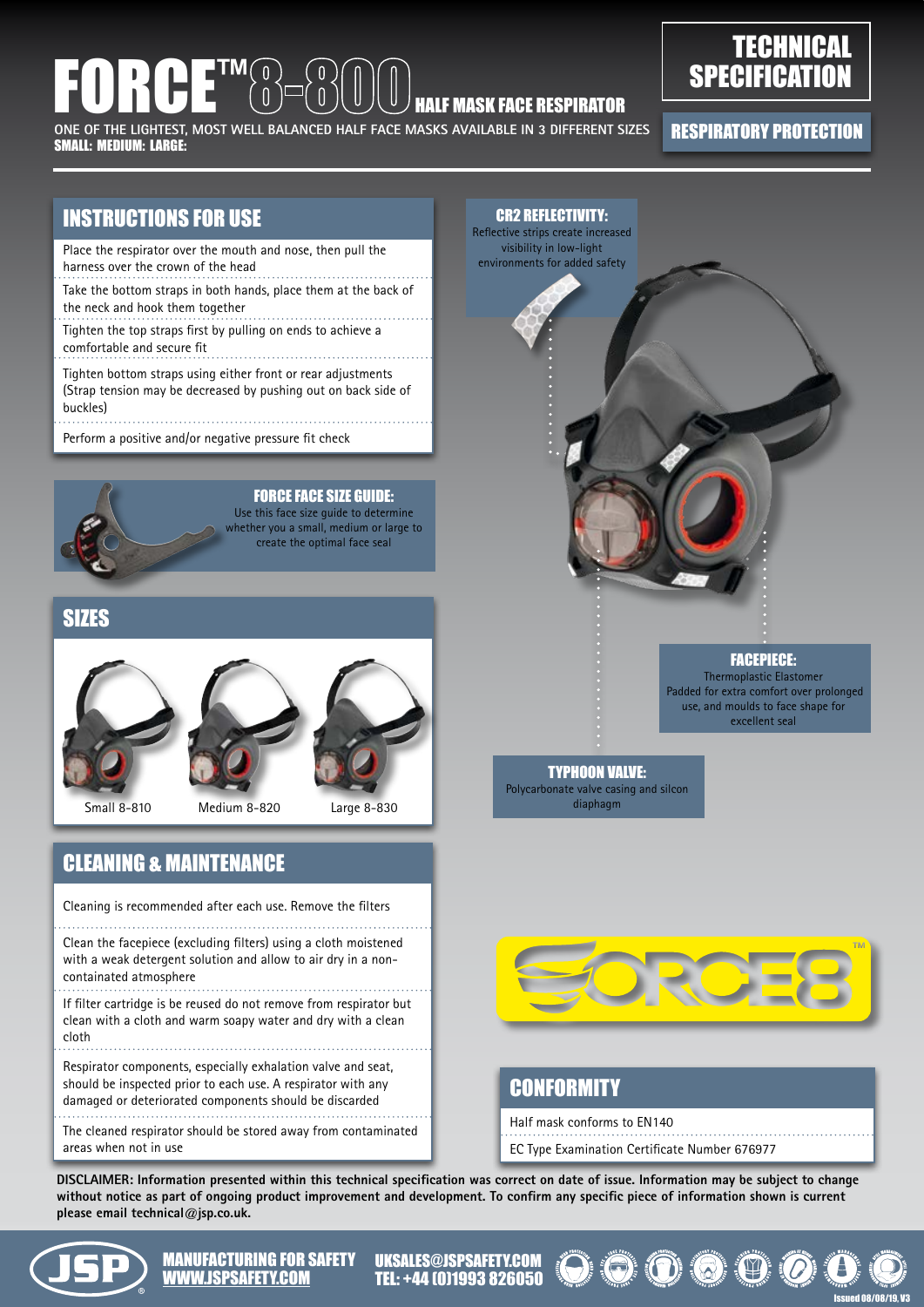# FORCE™ 8-800 HALF MASK FACE RESPIRATOR

ONE OF THE LIGHTEST, MOST WELL BALANCED HALF FACE MASKS AVAILABLE IN 3 DIFFERENT SIZES
**SMALL: MEDIUM: LARGE:**

**TECHNICAL SPECIFICATION**

**RESPIRATORY PROTECTION**

## INSTRUCTIONS FOR USE

- Place the respirator over the mouth and nose, then pull the harness over the crown of the head
- Take the bottom straps in both hands, place them at the back of the neck and hook them together
- Tighten the top straps first by pulling on ends to achieve a comfortable and secure fit
- Tighten bottom straps using either front or rear adjustments (Strap tension may be decreased by pushing out on back side of buckles)
- Perform a positive and/or negative pressure fit check

**FORCE FACE SIZE GUIDE:**
Use this face size guide to determine whether you a small, medium or large to create the optimal face seal

## SIZES

Small 8-810 | Medium 8-820 | Large 8-830

## CLEANING & MAINTENANCE

- Cleaning is recommended after each use. Remove the filters
- Clean the facepiece (excluding filters) using a cloth moistened with a weak detergent solution and allow to air dry in a non-contaminated atmosphere
- If filter cartridge is be reused do not remove from respirator but clean with a cloth and warm soapy water and dry with a clean cloth
- Respirator components, especially exhalation valve and seat, should be inspected prior to each use. A respirator with any damaged or deteriorated components should be discarded
- The cleaned respirator should be stored away from contaminated areas when not in use

**CR2 REFLECTIVITY:**
Reflective strips create increased visibility in low-light environments for added safety

**FACEPIECE:**
Thermoplastic Elastomer
Padded for extra comfort over prolonged use, and moulds to face shape for excellent seal

**TYPHOON VALVE:**
Polycarbonate valve casing and silcon diaphagm

FORCE8™

## CONFORMITY

- Half mask conforms to EN140
- EC Type Examination Certificate Number 676977

**DISCLAIMER: Information presented within this technical specification was correct on date of issue. Information may be subject to change without notice as part of ongoing product improvement and development. To confirm any specific piece of information shown is current please email technical@jsp.co.uk.**

JSP — MANUFACTURING FOR SAFETY — WWW.JSPSAFETY.COM
UKSALES@JSPSAFETY.COM
TEL: +44 (0)1993 826050

Issued 08/08/19, V3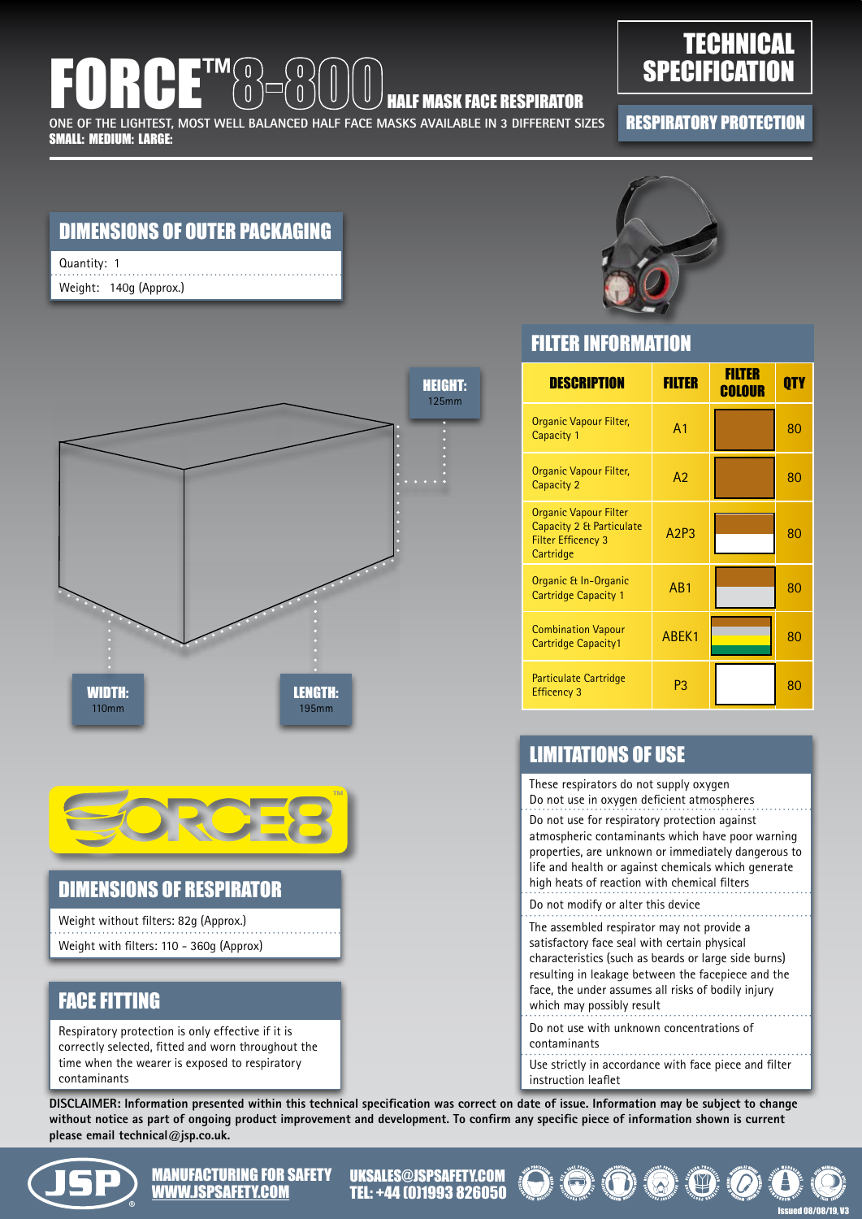# FORCE™8-800 HALF MASK FACE RESPIRATOR

ONE OF THE LIGHTEST, MOST WELL BALANCED HALF FACE MASKS AVAILABLE IN 3 DIFFERENT SIZES
SMALL: MEDIUM: LARGE:

**TECHNICAL SPECIFICATION**

**RESPIRATORY PROTECTION**

## DIMENSIONS OF OUTER PACKAGING

Quantity: 1

Weight: 140g (Approx.)

HEIGHT: 125mm

WIDTH: 110mm

LENGTH: 195mm

## FILTER INFORMATION

| DESCRIPTION | FILTER | FILTER COLOUR | QTY |
|---|---|---|---|
| Organic Vapour Filter, Capacity 1 | A1 | | 80 |
| Organic Vapour Filter, Capacity 2 | A2 | | 80 |
| Organic Vapour Filter Capacity 2 & Particulate Filter Efficency 3 Cartridge | A2P3 | | 80 |
| Organic & In-Organic Cartridge Capacity 1 | AB1 | | 80 |
| Combination Vapour Cartridge Capacity1 | ABEK1 | | 80 |
| Particulate Cartridge Efficency 3 | P3 | | 80 |

FORCE8™

## DIMENSIONS OF RESPIRATOR

Weight without filters: 82g (Approx.)

Weight with filters: 110 - 360g (Approx)

## FACE FITTING

Respiratory protection is only effective if it is correctly selected, fitted and worn throughout the time when the wearer is exposed to respiratory contaminants

## LIMITATIONS OF USE

- These respirators do not supply oxygen
  Do not use in oxygen deficient atmospheres
- Do not use for respiratory protection against atmospheric contaminants which have poor warning properties, are unknown or immediately dangerous to life and health or against chemicals which generate high heats of reaction with chemical filters
- Do not modify or alter this device
- The assembled respirator may not provide a satisfactory face seal with certain physical characteristics (such as beards or large side burns) resulting in leakage between the facepiece and the face, the under assumes all risks of bodily injury which may possibly result
- Do not use with unknown concentrations of contaminants
- Use strictly in accordance with face piece and filter instruction leaflet

**DISCLAIMER: Information presented within this technical specification was correct on date of issue. Information may be subject to change without notice as part of ongoing product improvement and development. To confirm any specific piece of information shown is current please email technical@jsp.co.uk.**

JSP

MANUFACTURING FOR SAFETY
WWW.JSPSAFETY.COM

UKSALES@JSPSAFETY.COM
TEL: +44 (0)1993 826050

Issued 08/08/19, V3